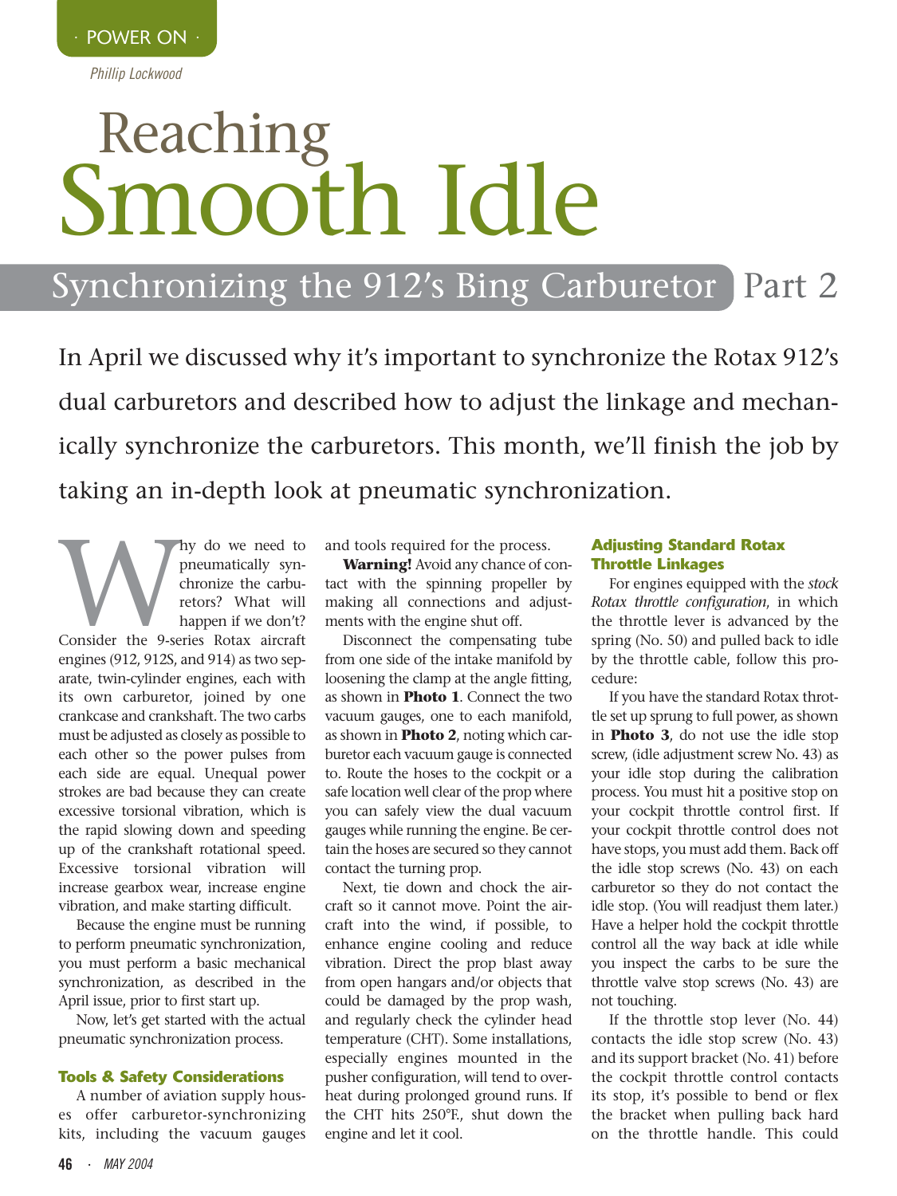· POWER ON ·

*Phillip Lockwood*

# Reaching Smooth Idle

## Synchronizing the 912's Bing Carburetor Part 2

In April we discussed why it's important to synchronize the Rotax 912's dual carburetors and described how to adjust the linkage and mechanically synchronize the carburetors. This month, we'll finish the job by taking an in-depth look at pneumatic synchronization.

Why do we need to pneumatically synchronize the carburetors? What will happen if we don't? Consider the 9-series Rotax aircraft engines (912, 912S, and 914) as two separate, twin-cylinder engines, each with its own carburetor, joined by one crankcase and crankshaft. The two carbs must be adjusted as closely as possible to each other so the power pulses from each side are equal. Unequal power strokes are bad because they can create excessive torsional vibration, which is the rapid slowing down and speeding up of the crankshaft rotational speed. Excessive torsional vibration will increase gearbox wear, increase engine vibration, and make starting difficult.

Because the engine must be running to perform pneumatic synchronization, you must perform a basic mechanical synchronization, as described in the April issue, prior to first start up.

Now, let's get started with the actual pneumatic synchronization process.

### Tools & Safety Considerations

A number of aviation supply houses offer carburetor-synchronizing kits, including the vacuum gauges and tools required for the process.

**Warning!** Avoid any chance of contact with the spinning propeller by making all connections and adjustments with the engine shut off.

Disconnect the compensating tube from one side of the intake manifold by loosening the clamp at the angle fitting, as shown in **Photo 1**. Connect the two vacuum gauges, one to each manifold, as shown in **Photo 2**, noting which carburetor each vacuum gauge is connected to. Route the hoses to the cockpit or a safe location well clear of the prop where you can safely view the dual vacuum gauges while running the engine. Be certain the hoses are secured so they cannot contact the turning prop.

Next, tie down and chock the aircraft so it cannot move. Point the aircraft into the wind, if possible, to enhance engine cooling and reduce vibration. Direct the prop blast away from open hangars and/or objects that could be damaged by the prop wash, and regularly check the cylinder head temperature (CHT). Some installations, especially engines mounted in the pusher configuration, will tend to overheat during prolonged ground runs. If the CHT hits 250°F., shut down the engine and let it cool.

### Adjusting Standard Rotax Throttle Linkages

For engines equipped with the *stock Rotax throttle configuration*, in which the throttle lever is advanced by the spring (No. 50) and pulled back to idle by the throttle cable, follow this procedure:

If you have the standard Rotax throttle set up sprung to full power, as shown in **Photo 3**, do not use the idle stop screw, (idle adjustment screw No. 43) as your idle stop during the calibration process. You must hit a positive stop on your cockpit throttle control first. If your cockpit throttle control does not have stops, you must add them. Back off the idle stop screws (No. 43) on each carburetor so they do not contact the idle stop. (You will readjust them later.) Have a helper hold the cockpit throttle control all the way back at idle while you inspect the carbs to be sure the throttle valve stop screws (No. 43) are not touching.

If the throttle stop lever (No. 44) contacts the idle stop screw (No. 43) and its support bracket (No. 41) before the cockpit throttle control contacts its stop, it's possible to bend or flex the bracket when pulling back hard on the throttle handle. This could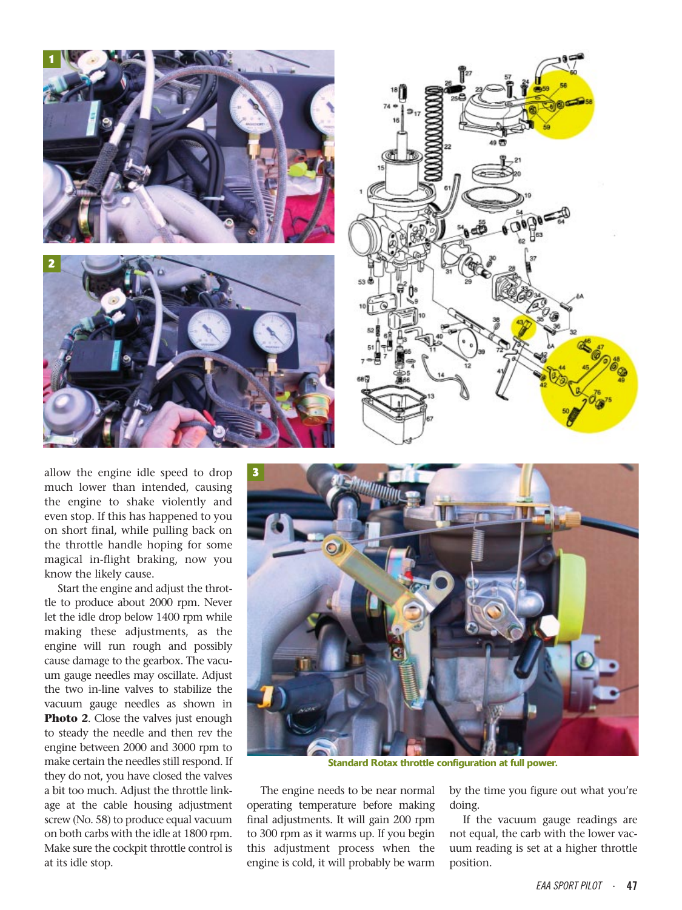allow the engine idle speed to drop much lower than intended, causing the engine to shake violently and even stop. If this has happened to you on short final, while pulling back on the throttle handle hoping for some magical in-flight braking, now you know the likely cause.

Start the engine and adjust the throttle to produce about 2000 rpm. Never let the idle drop below 1400 rpm while making these adjustments, as the engine will run rough and possibly cause damage to the gearbox. The vacuum gauge needles may oscillate. Adjust the two in-line valves to stabilize the vacuum gauge needles as shown in **Photo 2**. Close the valves just enough to steady the needle and then rev the engine between 2000 and 3000 rpm to make certain the needles still respond. If they do not, you have closed the valves a bit too much. Adjust the throttle linkage at the cable housing adjustment screw (No. 58) to produce equal vacuum on both carbs with the idle at 1800 rpm. Make sure the cockpit throttle control is at its idle stop.

**Standard Rotax throttle configuration at full power.**

The engine needs to be near normal operating temperature before making final adjustments. It will gain 200 rpm to 300 rpm as it warms up. If you begin this adjustment process when the engine is cold, it will probably be warm by the time you figure out what you're doing.

If the vacuum gauge readings are not equal, the carb with the lower vacuum reading is set at a higher throttle position.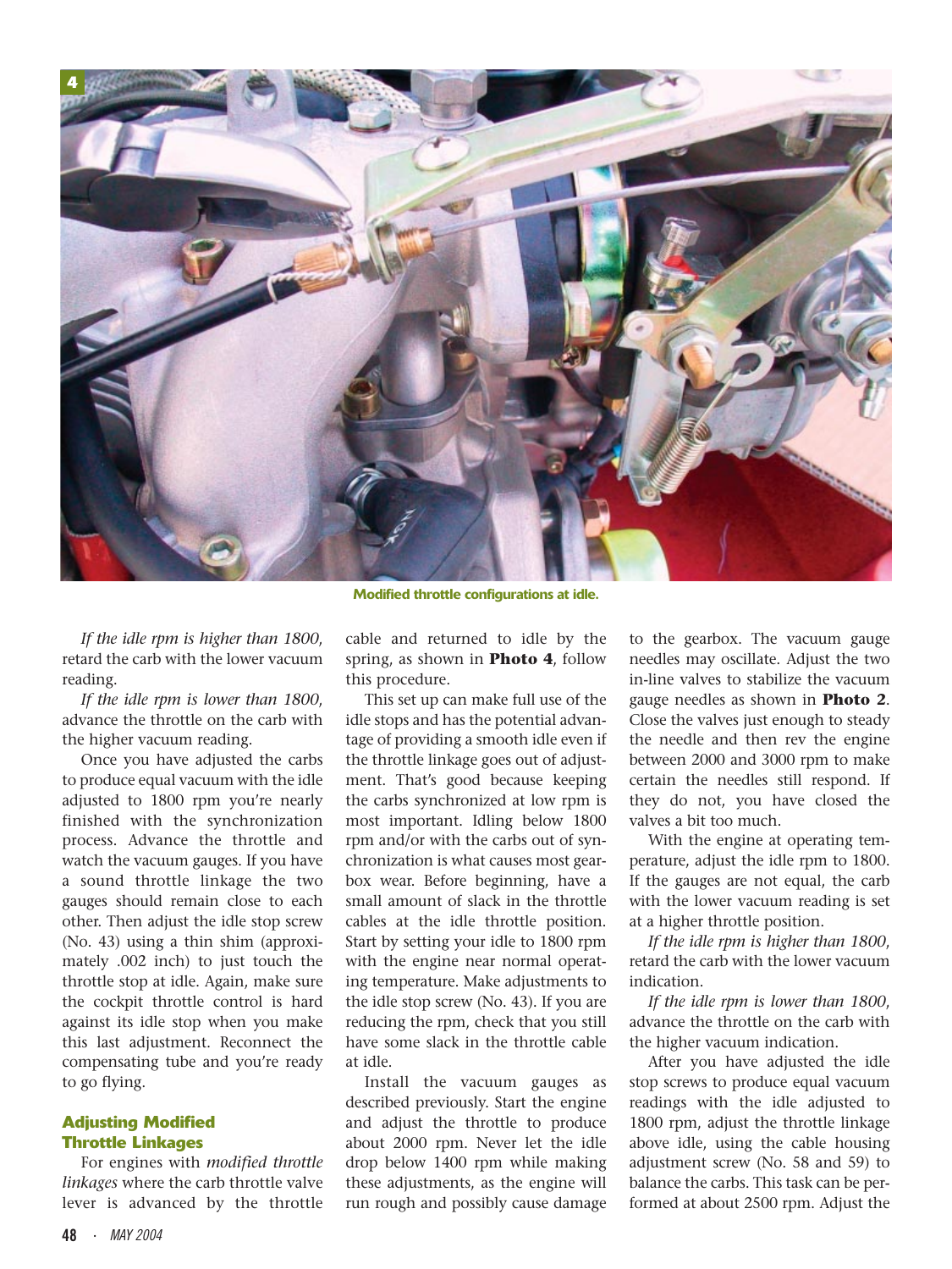Modified throttle configurations at idle.

*If the idle rpm is higher than 1800*, retard the carb with the lower vacuum reading.

*If the idle rpm is lower than 1800*, advance the throttle on the carb with the higher vacuum reading.

Once you have adjusted the carbs to produce equal vacuum with the idle adjusted to 1800 rpm you're nearly finished with the synchronization process. Advance the throttle and watch the vacuum gauges. If you have a sound throttle linkage the two gauges should remain close to each other. Then adjust the idle stop screw (No. 43) using a thin shim (approximately .002 inch) to just touch the throttle stop at idle. Again, make sure the cockpit throttle control is hard against its idle stop when you make this last adjustment. Reconnect the compensating tube and you're ready to go flying.

## Adjusting Modified Throttle Linkages

For engines with *modified throttle linkages* where the carb throttle valve lever is advanced by the throttle cable and returned to idle by the spring, as shown in **Photo 4**, follow this procedure.

This set up can make full use of the idle stops and has the potential advantage of providing a smooth idle even if the throttle linkage goes out of adjustment. That's good because keeping the carbs synchronized at low rpm is most important. Idling below 1800 rpm and/or with the carbs out of synchronization is what causes most gearbox wear. Before beginning, have a small amount of slack in the throttle cables at the idle throttle position. Start by setting your idle to 1800 rpm with the engine near normal operating temperature. Make adjustments to the idle stop screw (No. 43). If you are reducing the rpm, check that you still have some slack in the throttle cable at idle.

Install the vacuum gauges as described previously. Start the engine and adjust the throttle to produce about 2000 rpm. Never let the idle drop below 1400 rpm while making these adjustments, as the engine will run rough and possibly cause damage to the gearbox. The vacuum gauge needles may oscillate. Adjust the two in-line valves to stabilize the vacuum gauge needles as shown in **Photo 2**. Close the valves just enough to steady the needle and then rev the engine between 2000 and 3000 rpm to make certain the needles still respond. If they do not, you have closed the valves a bit too much.

With the engine at operating temperature, adjust the idle rpm to 1800. If the gauges are not equal, the carb with the lower vacuum reading is set at a higher throttle position.

*If the idle rpm is higher than 1800*, retard the carb with the lower vacuum indication.

*If the idle rpm is lower than 1800*, advance the throttle on the carb with the higher vacuum indication.

After you have adjusted the idle stop screws to produce equal vacuum readings with the idle adjusted to 1800 rpm, adjust the throttle linkage above idle, using the cable housing adjustment screw (No. 58 and 59) to balance the carbs. This task can be performed at about 2500 rpm. Adjust the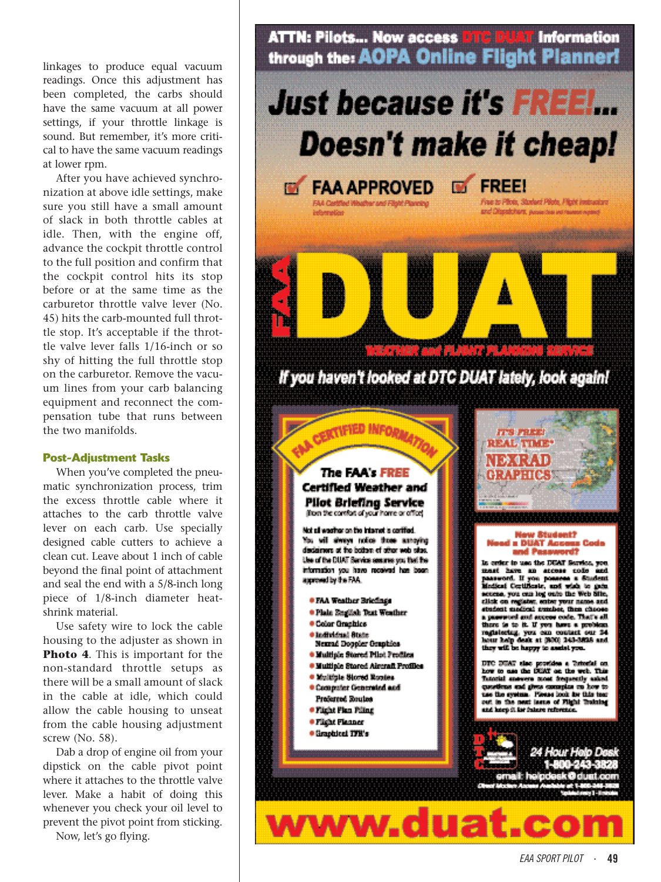linkages to produce equal vacuum readings. Once this adjustment has been completed, the carbs should have the same vacuum at all power settings, if your throttle linkage is sound. But remember, it's more critical to have the same vacuum readings at lower rpm.

After you have achieved synchronization at above idle settings, make sure you still have a small amount of slack in both throttle cables at idle. Then, with the engine off, advance the cockpit throttle control to the full position and confirm that the cockpit control hits its stop before or at the same time as the carburetor throttle valve lever (No. 45) hits the carb-mounted full throttle stop. It's acceptable if the throttle valve lever falls 1/16-inch or so shy of hitting the full throttle stop on the carburetor. Remove the vacuum lines from your carb balancing equipment and reconnect the compensation tube that runs between the two manifolds.

### Post-Adjustment Tasks

When you've completed the pneumatic synchronization process, trim the excess throttle cable where it attaches to the carb throttle valve lever on each carb. Use specially designed cable cutters to achieve a clean cut. Leave about 1 inch of cable beyond the final point of attachment and seal the end with a 5/8-inch long piece of 1/8-inch diameter heat-shrink material.

Use safety wire to lock the cable housing to the adjuster as shown in **Photo 4**. This is important for the non-standard throttle setups as there will be a small amount of slack in the cable at idle, which could allow the cable housing to unseat from the cable housing adjustment screw (No. 58).

Dab a drop of engine oil from your dipstick on the cable pivot point where it attaches to the throttle valve lever. Make a habit of doing this whenever you check your oil level to prevent the pivot point from sticking.

Now, let's go flying.

---

**ATTN: Pilots... Now access DTC DUAT Information through the: AOPA Online Flight Planner!**

# Just because it's FREE!... Doesn't make it cheap!

- FAA APPROVED — FAA Certified Weather and Flight Planning Information
- FREE! — Free to Pilots, Student Pilots, Flight Instructors and Dispatchers.

# FAA DUAT

WEATHER and FLIGHT PLANNING SERVICE

*If you haven't looked at DTC DUAT lately, look again!*

FAA CERTIFIED INFORMATION

**The FAA's FREE Certified Weather and Pilot Briefing Service**
(from the comfort of your home or office)

Not all weather on the Internet is certified. You will always notice those annoying disclaimers at the bottom of other web sites. Use of the DUAT Service assures you that the information you have received has been approved by the FAA.

- FAA Weather Briefings
- Plain English Text Weather
- Color Graphics
- Individual State Nexrad Doppler Graphics
- Multiple Stored Pilot Profiles
- Multiple Stored Aircraft Profiles
- Multiple Stored Routes
- Computer Generated and Preferred Routes
- Flight Plan Filing
- Flight Planner
- Graphical TFR's

IT'S FREE! REAL TIME* NEXRAD GRAPHICS

**New Student? Need a DUAT Access Code and Password?**

In order to use the DUAT Service, you must have an access code and password. If you possess a Student Medical Certificate, and wish to gain access, you can log onto the Web Site, click on register, enter your name and student medical number, then choose a password and access code. That's all there is to it. If you have a problem registering, you can contact our 24 hour help desk at (800) 243-3828 and they will be happy to assist you.

DTC DUAT also provides a Tutorial on how to use the DUAT on the web. This Tutorial answers most frequently asked questions and gives examples on how to use the system. Please look for this tear out in the next issue of Flight Training and keep it for future reference.

24 Hour Help Desk 1-800-243-3828
email: helpdesk@duat.com

# www.duat.com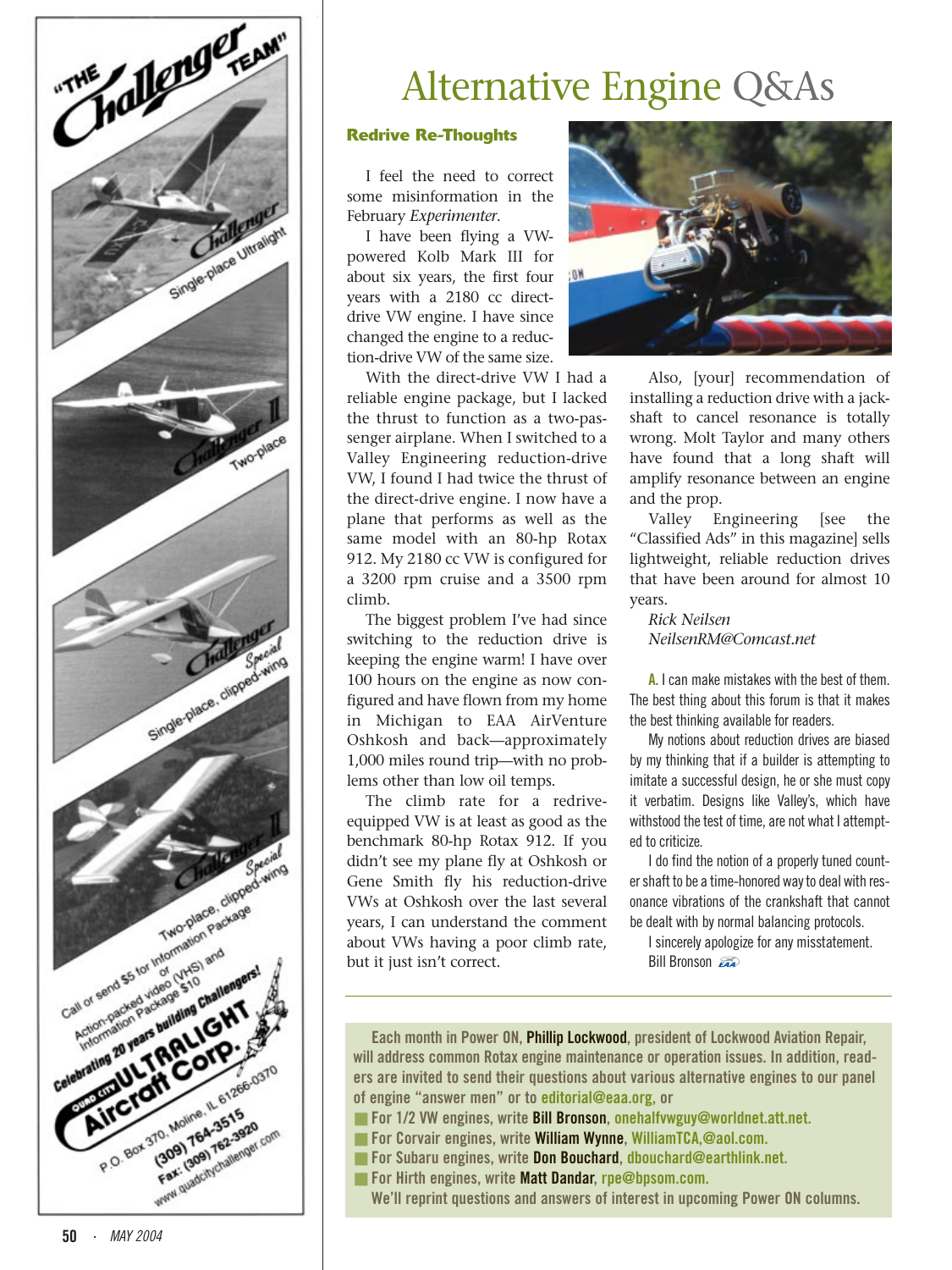# Alternative Engine Q&As

### Redrive Re-Thoughts

I feel the need to correct some misinformation in the February *Experimenter*.

I have been flying a VW-powered Kolb Mark III for about six years, the first four years with a 2180 cc direct-drive VW engine. I have since changed the engine to a reduction-drive VW of the same size.

With the direct-drive VW I had a reliable engine package, but I lacked the thrust to function as a two-passenger airplane. When I switched to a Valley Engineering reduction-drive VW, I found I had twice the thrust of the direct-drive engine. I now have a plane that performs as well as the same model with an 80-hp Rotax 912. My 2180 cc VW is configured for a 3200 rpm cruise and a 3500 rpm climb.

The biggest problem I've had since switching to the reduction drive is keeping the engine warm! I have over 100 hours on the engine as now configured and have flown from my home in Michigan to EAA AirVenture Oshkosh and back—approximately 1,000 miles round trip—with no problems other than low oil temps.

The climb rate for a redrive-equipped VW is at least as good as the benchmark 80-hp Rotax 912. If you didn't see my plane fly at Oshkosh or Gene Smith fly his reduction-drive VWs at Oshkosh over the last several years, I can understand the comment about VWs having a poor climb rate, but it just isn't correct.

Also, [your] recommendation of installing a reduction drive with a jackshaft to cancel resonance is totally wrong. Molt Taylor and many others have found that a long shaft will amplify resonance between an engine and the prop.

Valley Engineering [see the "Classified Ads" in this magazine] sells lightweight, reliable reduction drives that have been around for almost 10 years.

*Rick Neilsen*
*NeilsenRM@Comcast.net*

**A.** I can make mistakes with the best of them. The best thing about this forum is that it makes the best thinking available for readers.

My notions about reduction drives are biased by my thinking that if a builder is attempting to imitate a successful design, he or she must copy it verbatim. Designs like Valley's, which have withstood the test of time, are not what I attempted to criticize.

I do find the notion of a properly tuned counter shaft to be a time-honored way to deal with resonance vibrations of the crankshaft that cannot be dealt with by normal balancing protocols.

I sincerely apologize for any misstatement.
Bill Bronson

---

Each month in Power ON, **Phillip Lockwood**, president of Lockwood Aviation Repair, will address common Rotax engine maintenance or operation issues. In addition, readers are invited to send their questions about various alternative engines to our panel of engine "answer men" or to editorial@eaa.org, or

- For 1/2 VW engines, write **Bill Bronson**, onehalfvwguy@worldnet.att.net.
- For Corvair engines, write **William Wynne**, WilliamTCA,@aol.com.
- For Subaru engines, write **Don Bouchard**, dbouchard@earthlink.net.
- For Hirth engines, write **Matt Dandar**, rpe@bpsom.com.

We'll reprint questions and answers of interest in upcoming Power ON columns.

---

"THE Challenger TEAM"

Single-place Ultralight

Two-place

Single-place, clipped-wing

Two-place, clipped-wing

Call or send $5 for Information Package or Action-packed video (VHS) and Information Package $10

Celebrating 20 years building Challengers!

QUAD CITY ULTRALIGHT Aircraft Corp.

P.O. Box 370, Moline, IL 61266-0370
(309) 764-3515
Fax: (309) 762-3920
www.quadcitychallenger.com